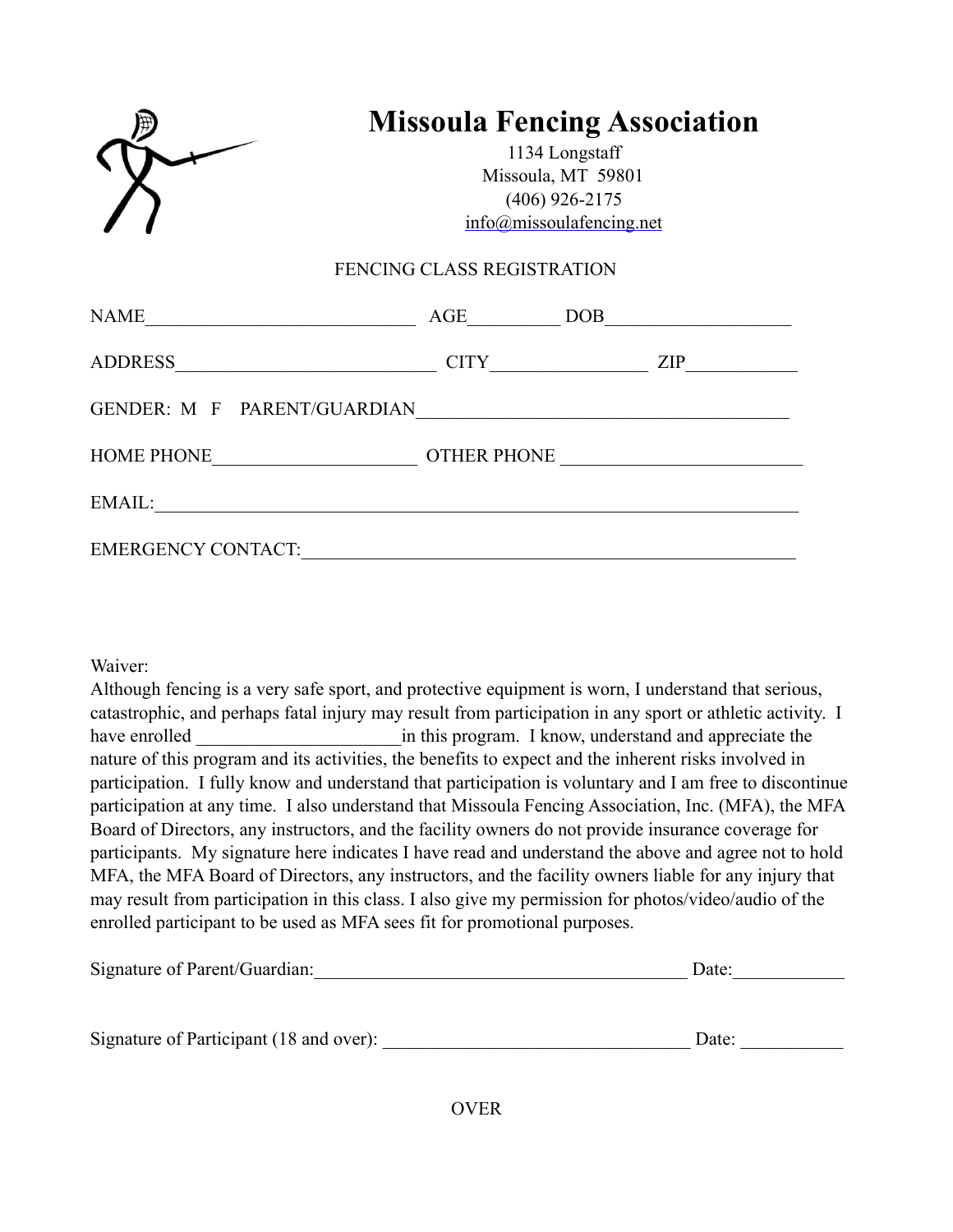# Missoula Fencing Association

1134 Longstaff
Missoula, MT 59801
(406) 926-2175
info@missoulafencing.net

FENCING CLASS REGISTRATION

NAME_____________________________ AGE_________ DOB___________________

ADDRESS___________________________ CITY________________ ZIP___________

GENDER: M F PARENT/GUARDIAN________________________________________

HOME PHONE_____________________ OTHER PHONE _________________________

EMAIL:_____________________________________________________________________

EMERGENCY CONTACT:_______________________________________________________

Waiver:
Although fencing is a very safe sport, and protective equipment is worn, I understand that serious, catastrophic, and perhaps fatal injury may result from participation in any sport or athletic activity. I have enrolled _____________________in this program. I know, understand and appreciate the nature of this program and its activities, the benefits to expect and the inherent risks involved in participation. I fully know and understand that participation is voluntary and I am free to discontinue participation at any time. I also understand that Missoula Fencing Association, Inc. (MFA), the MFA Board of Directors, any instructors, and the facility owners do not provide insurance coverage for participants. My signature here indicates I have read and understand the above and agree not to hold MFA, the MFA Board of Directors, any instructors, and the facility owners liable for any injury that may result from participation in this class. I also give my permission for photos/video/audio of the enrolled participant to be used as MFA sees fit for promotional purposes.

Signature of Parent/Guardian:_________________________________________ Date:___________

Signature of Participant (18 and over): _________________________________ Date: ___________

OVER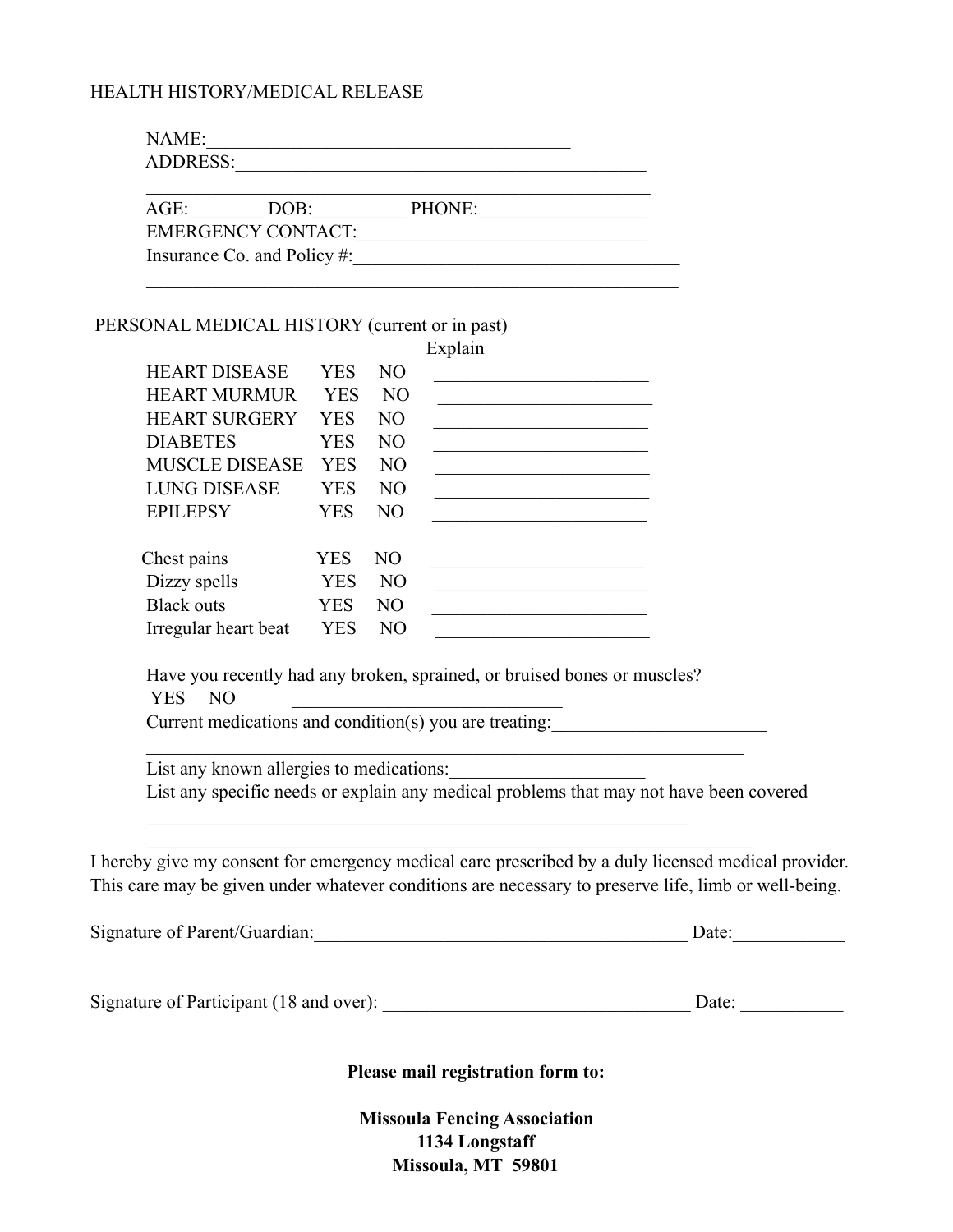HEALTH HISTORY/MEDICAL RELEASE

NAME:\_\_\_\_\_\_\_\_\_\_\_\_\_\_\_\_\_\_\_\_\_\_\_\_\_\_\_\_\_\_\_\_\_\_\_\_\_\_\_

ADDRESS:\_\_\_\_\_\_\_\_\_\_\_\_\_\_\_\_\_\_\_\_\_\_\_\_\_\_\_\_\_\_\_\_\_\_\_\_\_\_\_\_\_\_\_\_\_

\_\_\_\_\_\_\_\_\_\_\_\_\_\_\_\_\_\_\_\_\_\_\_\_\_\_\_\_\_\_\_\_\_\_\_\_\_\_\_\_\_\_\_\_\_\_\_\_\_\_\_\_\_\_

AGE:\_\_\_\_\_\_\_\_ DOB:\_\_\_\_\_\_\_\_\_\_ PHONE:\_\_\_\_\_\_\_\_\_\_\_\_\_\_\_\_\_\_

EMERGENCY CONTACT:\_\_\_\_\_\_\_\_\_\_\_\_\_\_\_\_\_\_\_\_\_\_\_\_\_\_\_\_\_\_\_\_

Insurance Co. and Policy #:\_\_\_\_\_\_\_\_\_\_\_\_\_\_\_\_\_\_\_\_\_\_\_\_\_\_\_\_\_\_\_\_\_\_\_\_

\_\_\_\_\_\_\_\_\_\_\_\_\_\_\_\_\_\_\_\_\_\_\_\_\_\_\_\_\_\_\_\_\_\_\_\_\_\_\_\_\_\_\_\_\_\_\_\_\_\_\_\_\_\_\_\_\_\_

PERSONAL MEDICAL HISTORY (current or in past)

| | | | Explain |
|---|---|---|---|
| HEART DISEASE | YES | NO | \_\_\_\_\_\_\_\_\_\_\_\_\_\_\_\_\_\_\_\_\_\_\_\_ |
| HEART MURMUR | YES | NO | \_\_\_\_\_\_\_\_\_\_\_\_\_\_\_\_\_\_\_\_\_\_\_\_ |
| HEART SURGERY | YES | NO | \_\_\_\_\_\_\_\_\_\_\_\_\_\_\_\_\_\_\_\_\_\_\_\_ |
| DIABETES | YES | NO | \_\_\_\_\_\_\_\_\_\_\_\_\_\_\_\_\_\_\_\_\_\_\_\_ |
| MUSCLE DISEASE | YES | NO | \_\_\_\_\_\_\_\_\_\_\_\_\_\_\_\_\_\_\_\_\_\_\_\_ |
| LUNG DISEASE | YES | NO | \_\_\_\_\_\_\_\_\_\_\_\_\_\_\_\_\_\_\_\_\_\_\_\_ |
| EPILEPSY | YES | NO | \_\_\_\_\_\_\_\_\_\_\_\_\_\_\_\_\_\_\_\_\_\_\_\_ |
| Chest pains | YES | NO | \_\_\_\_\_\_\_\_\_\_\_\_\_\_\_\_\_\_\_\_\_\_\_\_ |
| Dizzy spells | YES | NO | \_\_\_\_\_\_\_\_\_\_\_\_\_\_\_\_\_\_\_\_\_\_\_\_ |
| Black outs | YES | NO | \_\_\_\_\_\_\_\_\_\_\_\_\_\_\_\_\_\_\_\_\_\_\_\_ |
| Irregular heart beat | YES | NO | \_\_\_\_\_\_\_\_\_\_\_\_\_\_\_\_\_\_\_\_\_\_\_\_ |

Have you recently had any broken, sprained, or bruised bones or muscles?

YES NO \_\_\_\_\_\_\_\_\_\_\_\_\_\_\_\_\_\_\_\_\_\_\_\_\_\_\_\_\_\_

Current medications and condition(s) you are treating:\_\_\_\_\_\_\_\_\_\_\_\_\_\_\_\_\_\_\_\_\_\_\_\_

\_\_\_\_\_\_\_\_\_\_\_\_\_\_\_\_\_\_\_\_\_\_\_\_\_\_\_\_\_\_\_\_\_\_\_\_\_\_\_\_\_\_\_\_\_\_\_\_\_\_\_\_\_\_\_\_\_\_\_\_\_\_\_\_\_\_

List any known allergies to medications:\_\_\_\_\_\_\_\_\_\_\_\_\_\_\_\_\_\_\_\_\_

List any specific needs or explain any medical problems that may not have been covered

\_\_\_\_\_\_\_\_\_\_\_\_\_\_\_\_\_\_\_\_\_\_\_\_\_\_\_\_\_\_\_\_\_\_\_\_\_\_\_\_\_\_\_\_\_\_\_\_\_\_\_\_\_\_\_\_\_\_\_\_

\_\_\_\_\_\_\_\_\_\_\_\_\_\_\_\_\_\_\_\_\_\_\_\_\_\_\_\_\_\_\_\_\_\_\_\_\_\_\_\_\_\_\_\_\_\_\_\_\_\_\_\_\_\_\_\_\_\_\_\_\_\_\_\_\_\_\_\_

I hereby give my consent for emergency medical care prescribed by a duly licensed medical provider. This care may be given under whatever conditions are necessary to preserve life, limb or well-being.

Signature of Parent/Guardian:\_\_\_\_\_\_\_\_\_\_\_\_\_\_\_\_\_\_\_\_\_\_\_\_\_\_\_\_\_\_\_\_\_\_\_\_\_\_\_\_\_ Date:\_\_\_\_\_\_\_\_\_\_\_\_

Signature of Participant (18 and over): \_\_\_\_\_\_\_\_\_\_\_\_\_\_\_\_\_\_\_\_\_\_\_\_\_\_\_\_\_\_\_\_\_\_ Date: \_\_\_\_\_\_\_\_\_\_\_

**Please mail registration form to:**

**Missoula Fencing Association**
**1134 Longstaff**
**Missoula, MT 59801**